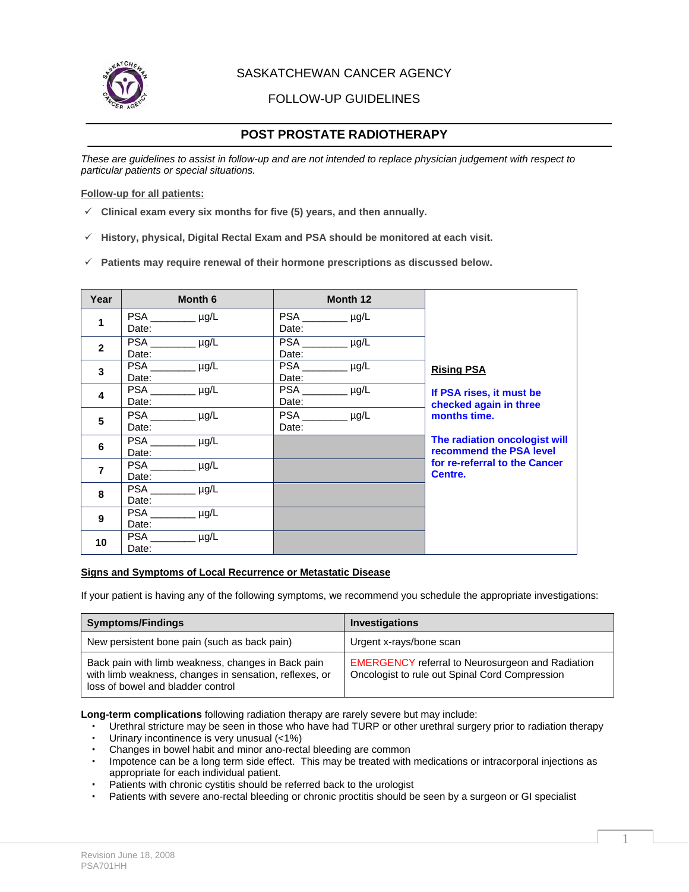SASKATCHEWAN CANCER AGENCY

FOLLOW-UP GUIDELINES

# POST PROSTATE RADIOTHERAPY

*These are guidelines to assist in follow-up and are not intended to replace physician judgement with respect to particular patients or special situations.*

**Follow-up for all patients:**

- ✓ **Clinical exam every six months for five (5) years, and then annually.**
- ✓ **History, physical, Digital Rectal Exam and PSA should be monitored at each visit.**
- ✓ **Patients may require renewal of their hormone prescriptions as discussed below.**

| Year | Month 6 | Month 12 |
|---|---|---|
| 1 | PSA ________ µg/L<br>Date: | PSA ________ µg/L<br>Date: |
| 2 | PSA ________ µg/L<br>Date: | PSA ________ µg/L<br>Date: |
| 3 | PSA ________ µg/L<br>Date: | PSA ________ µg/L<br>Date: |
| 4 | PSA ________ µg/L<br>Date: | PSA ________ µg/L<br>Date: |
| 5 | PSA ________ µg/L<br>Date: | PSA ________ µg/L<br>Date: |
| 6 | PSA ________ µg/L<br>Date: | |
| 7 | PSA ________ µg/L<br>Date: | |
| 8 | PSA ________ µg/L<br>Date: | |
| 9 | PSA ________ µg/L<br>Date: | |
| 10 | PSA ________ µg/L<br>Date: | |

**Rising PSA**

**If PSA rises, it must be checked again in three months time.**

**The radiation oncologist will recommend the PSA level for re-referral to the Cancer Centre.**

**Signs and Symptoms of Local Recurrence or Metastatic Disease**

If your patient is having any of the following symptoms, we recommend you schedule the appropriate investigations:

| Symptoms/Findings | Investigations |
|---|---|
| New persistent bone pain (such as back pain) | Urgent x-rays/bone scan |
| Back pain with limb weakness, changes in Back pain with limb weakness, changes in sensation, reflexes, or loss of bowel and bladder control | EMERGENCY referral to Neurosurgeon and Radiation Oncologist to rule out Spinal Cord Compression |

**Long-term complications** following radiation therapy are rarely severe but may include:

- Urethral stricture may be seen in those who have had TURP or other urethral surgery prior to radiation therapy
- Urinary incontinence is very unusual (<1%)
- Changes in bowel habit and minor ano-rectal bleeding are common
- Impotence can be a long term side effect. This may be treated with medications or intracorporal injections as appropriate for each individual patient.
- Patients with chronic cystitis should be referred back to the urologist
- Patients with severe ano-rectal bleeding or chronic proctitis should be seen by a surgeon or GI specialist

Revision June 18, 2008
PSA701HH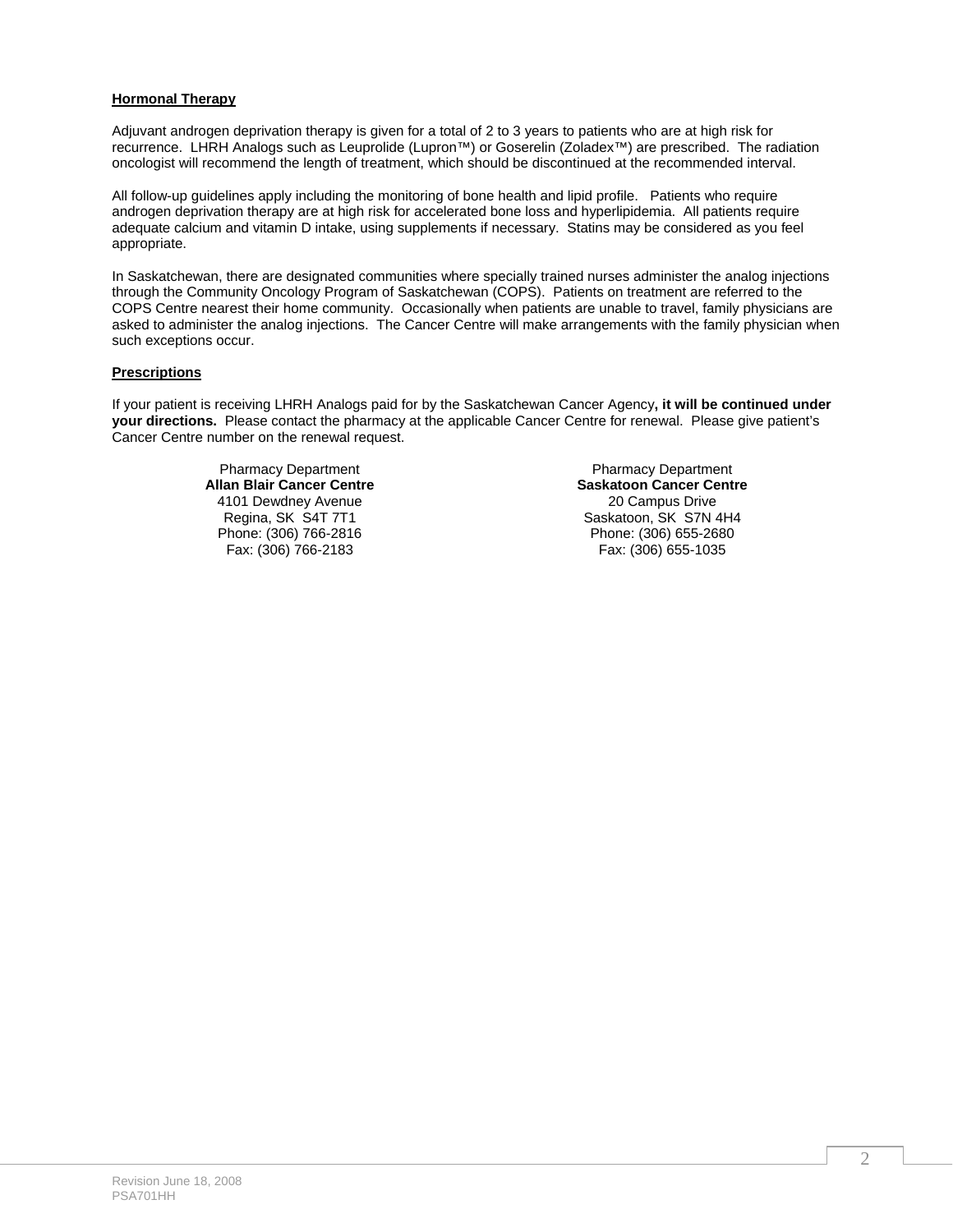**Hormonal Therapy**

Adjuvant androgen deprivation therapy is given for a total of 2 to 3 years to patients who are at high risk for recurrence. LHRH Analogs such as Leuprolide (Lupron™) or Goserelin (Zoladex™) are prescribed. The radiation oncologist will recommend the length of treatment, which should be discontinued at the recommended interval.

All follow-up guidelines apply including the monitoring of bone health and lipid profile. Patients who require androgen deprivation therapy are at high risk for accelerated bone loss and hyperlipidemia. All patients require adequate calcium and vitamin D intake, using supplements if necessary. Statins may be considered as you feel appropriate.

In Saskatchewan, there are designated communities where specially trained nurses administer the analog injections through the Community Oncology Program of Saskatchewan (COPS). Patients on treatment are referred to the COPS Centre nearest their home community. Occasionally when patients are unable to travel, family physicians are asked to administer the analog injections. The Cancer Centre will make arrangements with the family physician when such exceptions occur.

**Prescriptions**

If your patient is receiving LHRH Analogs paid for by the Saskatchewan Cancer Agency**, it will be continued under your directions.** Please contact the pharmacy at the applicable Cancer Centre for renewal. Please give patient's Cancer Centre number on the renewal request.

Pharmacy Department
**Allan Blair Cancer Centre**
4101 Dewdney Avenue
Regina, SK S4T 7T1
Phone: (306) 766-2816
Fax: (306) 766-2183

Pharmacy Department
**Saskatoon Cancer Centre**
20 Campus Drive
Saskatoon, SK S7N 4H4
Phone: (306) 655-2680
Fax: (306) 655-1035